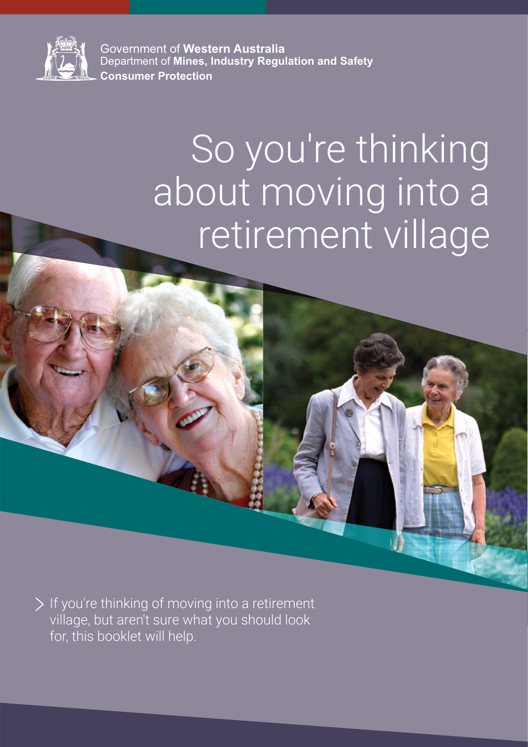Government of **Western Australia**
Department of **Mines, Industry Regulation and Safety**
**Consumer Protection**

# So you're thinking about moving into a retirement village

> If you're thinking of moving into a retirement village, but aren't sure what you should look for, this booklet will help.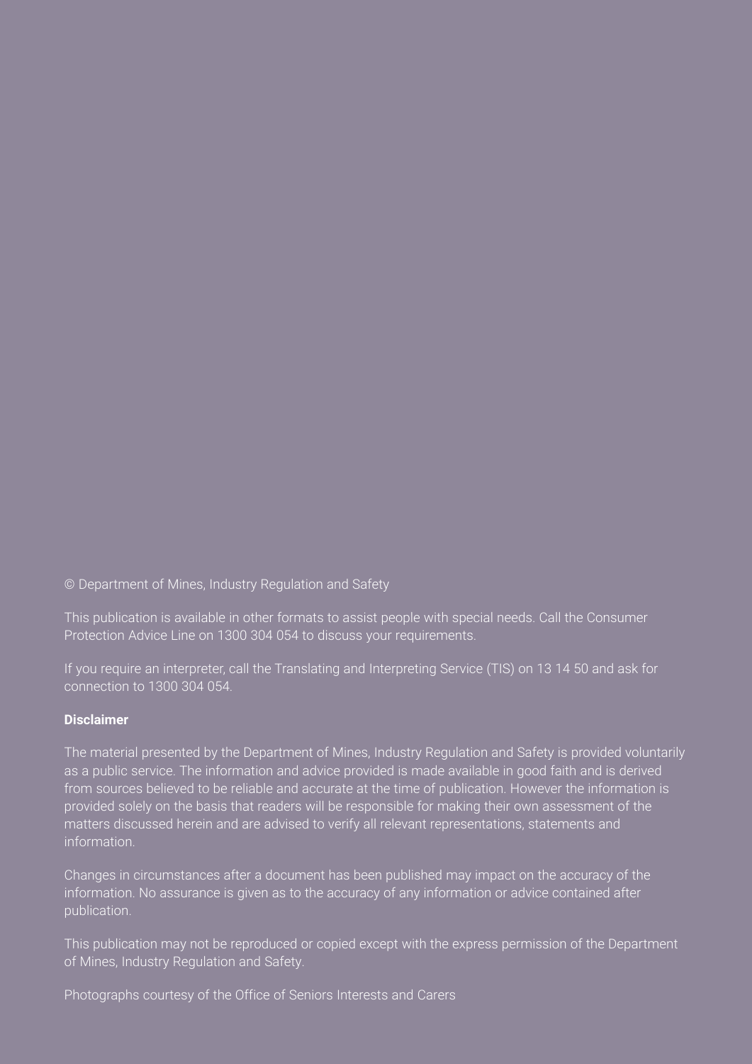© Department of Mines, Industry Regulation and Safety

This publication is available in other formats to assist people with special needs. Call the Consumer Protection Advice Line on 1300 304 054 to discuss your requirements.

If you require an interpreter, call the Translating and Interpreting Service (TIS) on 13 14 50 and ask for connection to 1300 304 054.

**Disclaimer**

The material presented by the Department of Mines, Industry Regulation and Safety is provided voluntarily as a public service. The information and advice provided is made available in good faith and is derived from sources believed to be reliable and accurate at the time of publication. However the information is provided solely on the basis that readers will be responsible for making their own assessment of the matters discussed herein and are advised to verify all relevant representations, statements and information.

Changes in circumstances after a document has been published may impact on the accuracy of the information. No assurance is given as to the accuracy of any information or advice contained after publication.

This publication may not be reproduced or copied except with the express permission of the Department of Mines, Industry Regulation and Safety.

Photographs courtesy of the Office of Seniors Interests and Carers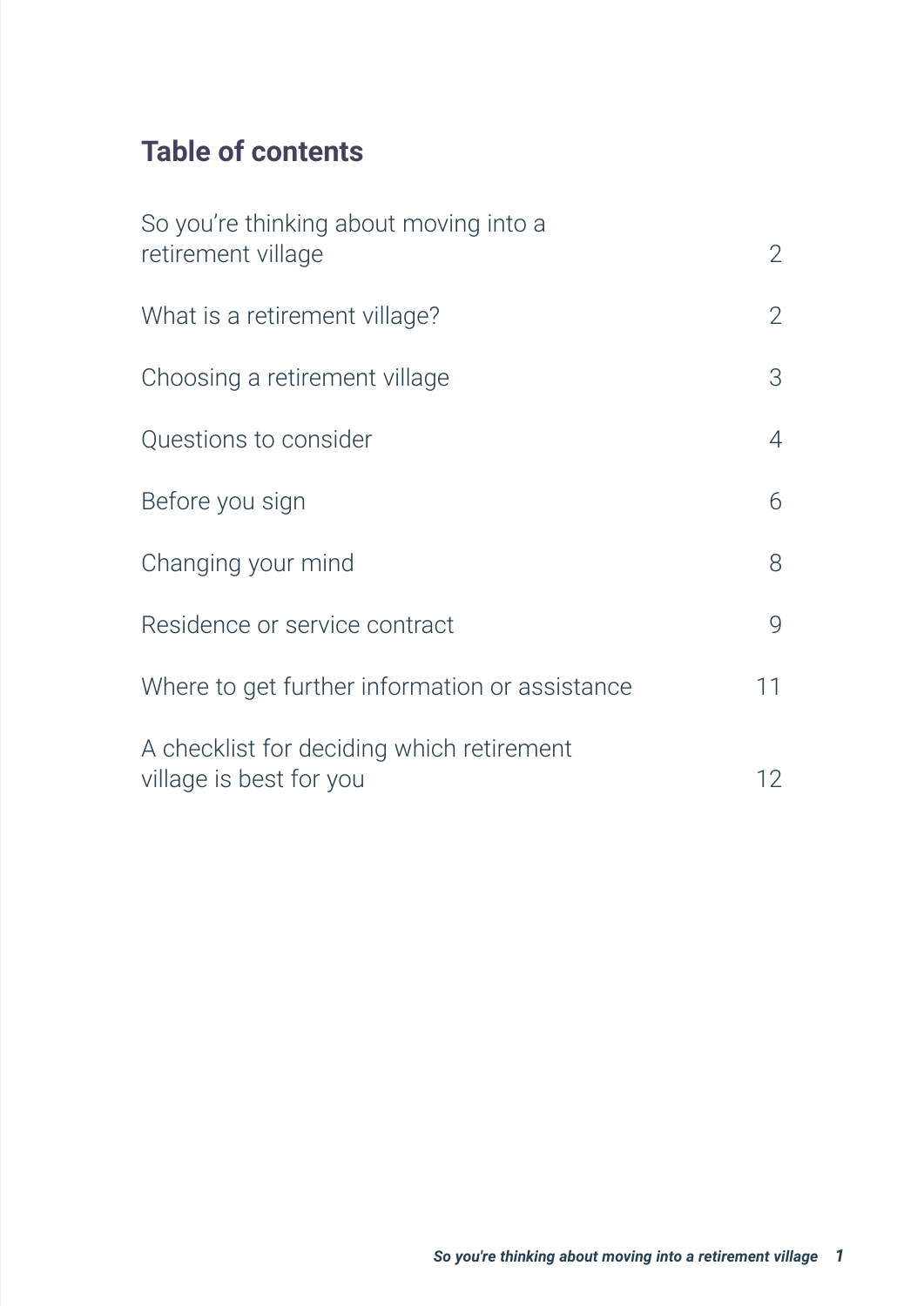## Table of contents

| | |
|---|---|
| So you're thinking about moving into a retirement village | 2 |
| What is a retirement village? | 2 |
| Choosing a retirement village | 3 |
| Questions to consider | 4 |
| Before you sign | 6 |
| Changing your mind | 8 |
| Residence or service contract | 9 |
| Where to get further information or assistance | 11 |
| A checklist for deciding which retirement village is best for you | 12 |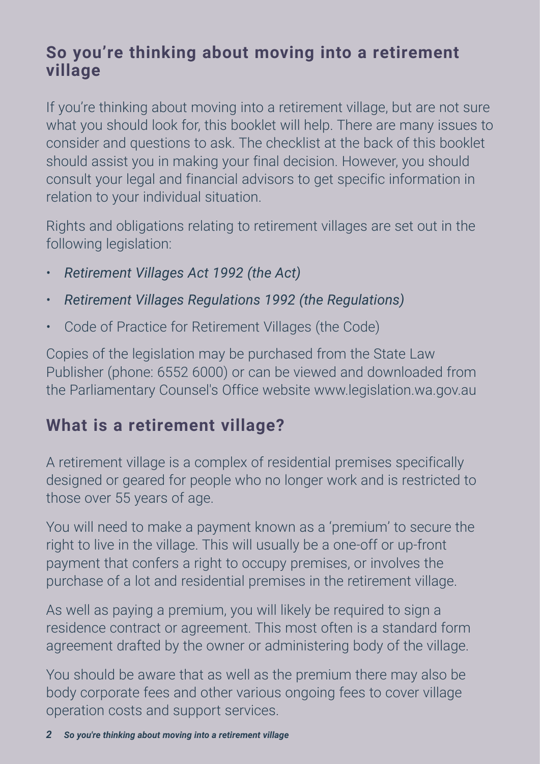## So you're thinking about moving into a retirement village

If you're thinking about moving into a retirement village, but are not sure what you should look for, this booklet will help. There are many issues to consider and questions to ask. The checklist at the back of this booklet should assist you in making your final decision. However, you should consult your legal and financial advisors to get specific information in relation to your individual situation.

Rights and obligations relating to retirement villages are set out in the following legislation:

- *Retirement Villages Act 1992 (the Act)*
- *Retirement Villages Regulations 1992 (the Regulations)*
- Code of Practice for Retirement Villages (the Code)

Copies of the legislation may be purchased from the State Law Publisher (phone: 6552 6000) or can be viewed and downloaded from the Parliamentary Counsel's Office website www.legislation.wa.gov.au

## What is a retirement village?

A retirement village is a complex of residential premises specifically designed or geared for people who no longer work and is restricted to those over 55 years of age.

You will need to make a payment known as a 'premium' to secure the right to live in the village. This will usually be a one-off or up-front payment that confers a right to occupy premises, or involves the purchase of a lot and residential premises in the retirement village.

As well as paying a premium, you will likely be required to sign a residence contract or agreement. This most often is a standard form agreement drafted by the owner or administering body of the village.

You should be aware that as well as the premium there may also be body corporate fees and other various ongoing fees to cover village operation costs and support services.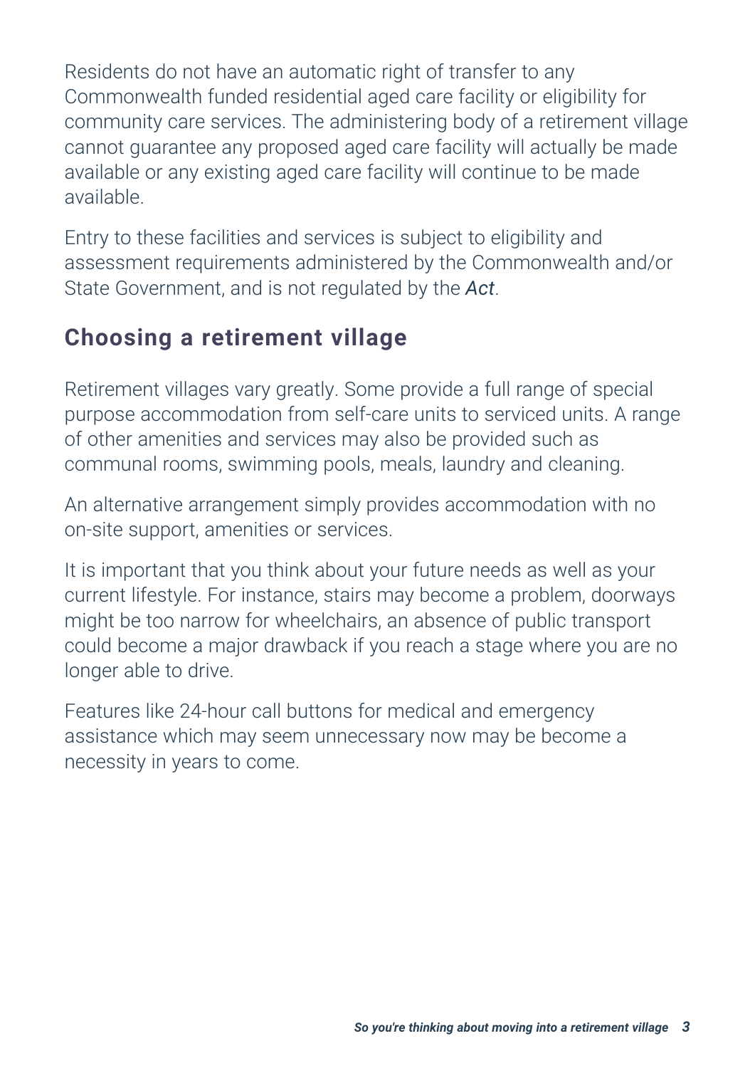Residents do not have an automatic right of transfer to any Commonwealth funded residential aged care facility or eligibility for community care services. The administering body of a retirement village cannot guarantee any proposed aged care facility will actually be made available or any existing aged care facility will continue to be made available.

Entry to these facilities and services is subject to eligibility and assessment requirements administered by the Commonwealth and/or State Government, and is not regulated by the ***Act***.

## Choosing a retirement village

Retirement villages vary greatly. Some provide a full range of special purpose accommodation from self-care units to serviced units. A range of other amenities and services may also be provided such as communal rooms, swimming pools, meals, laundry and cleaning.

An alternative arrangement simply provides accommodation with no on-site support, amenities or services.

It is important that you think about your future needs as well as your current lifestyle. For instance, stairs may become a problem, doorways might be too narrow for wheelchairs, an absence of public transport could become a major drawback if you reach a stage where you are no longer able to drive.

Features like 24-hour call buttons for medical and emergency assistance which may seem unnecessary now may be become a necessity in years to come.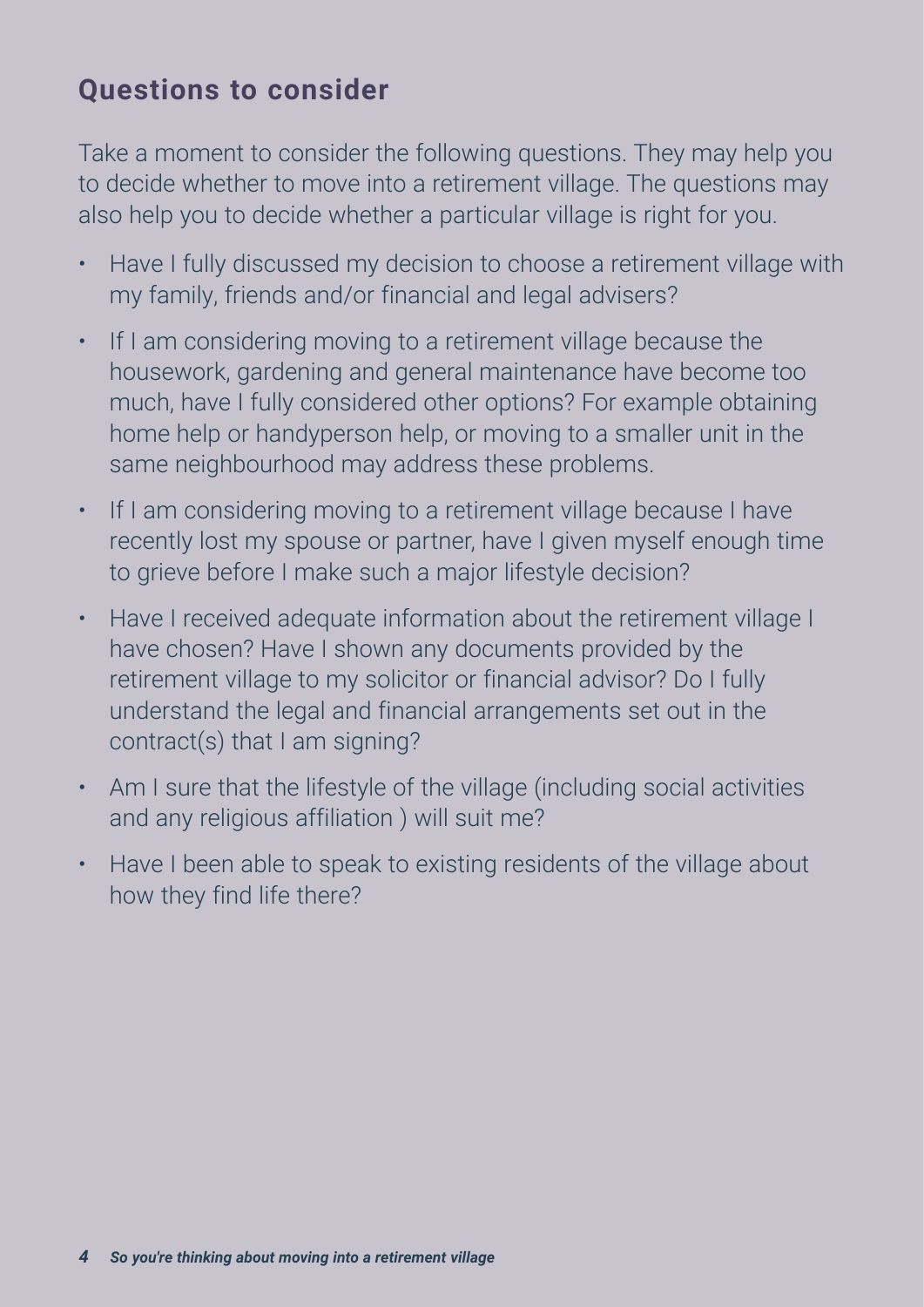## Questions to consider

Take a moment to consider the following questions. They may help you to decide whether to move into a retirement village. The questions may also help you to decide whether a particular village is right for you.

- Have I fully discussed my decision to choose a retirement village with my family, friends and/or financial and legal advisers?
- If I am considering moving to a retirement village because the housework, gardening and general maintenance have become too much, have I fully considered other options? For example obtaining home help or handyperson help, or moving to a smaller unit in the same neighbourhood may address these problems.
- If I am considering moving to a retirement village because I have recently lost my spouse or partner, have I given myself enough time to grieve before I make such a major lifestyle decision?
- Have I received adequate information about the retirement village I have chosen? Have I shown any documents provided by the retirement village to my solicitor or financial advisor? Do I fully understand the legal and financial arrangements set out in the contract(s) that I am signing?
- Am I sure that the lifestyle of the village (including social activities and any religious affiliation ) will suit me?
- Have I been able to speak to existing residents of the village about how they find life there?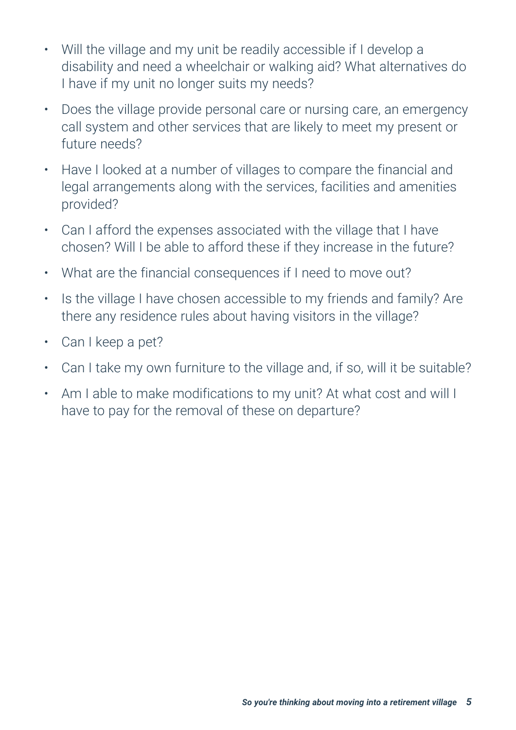- Will the village and my unit be readily accessible if I develop a disability and need a wheelchair or walking aid? What alternatives do I have if my unit no longer suits my needs?
- Does the village provide personal care or nursing care, an emergency call system and other services that are likely to meet my present or future needs?
- Have I looked at a number of villages to compare the financial and legal arrangements along with the services, facilities and amenities provided?
- Can I afford the expenses associated with the village that I have chosen? Will I be able to afford these if they increase in the future?
- What are the financial consequences if I need to move out?
- Is the village I have chosen accessible to my friends and family? Are there any residence rules about having visitors in the village?
- Can I keep a pet?
- Can I take my own furniture to the village and, if so, will it be suitable?
- Am I able to make modifications to my unit? At what cost and will I have to pay for the removal of these on departure?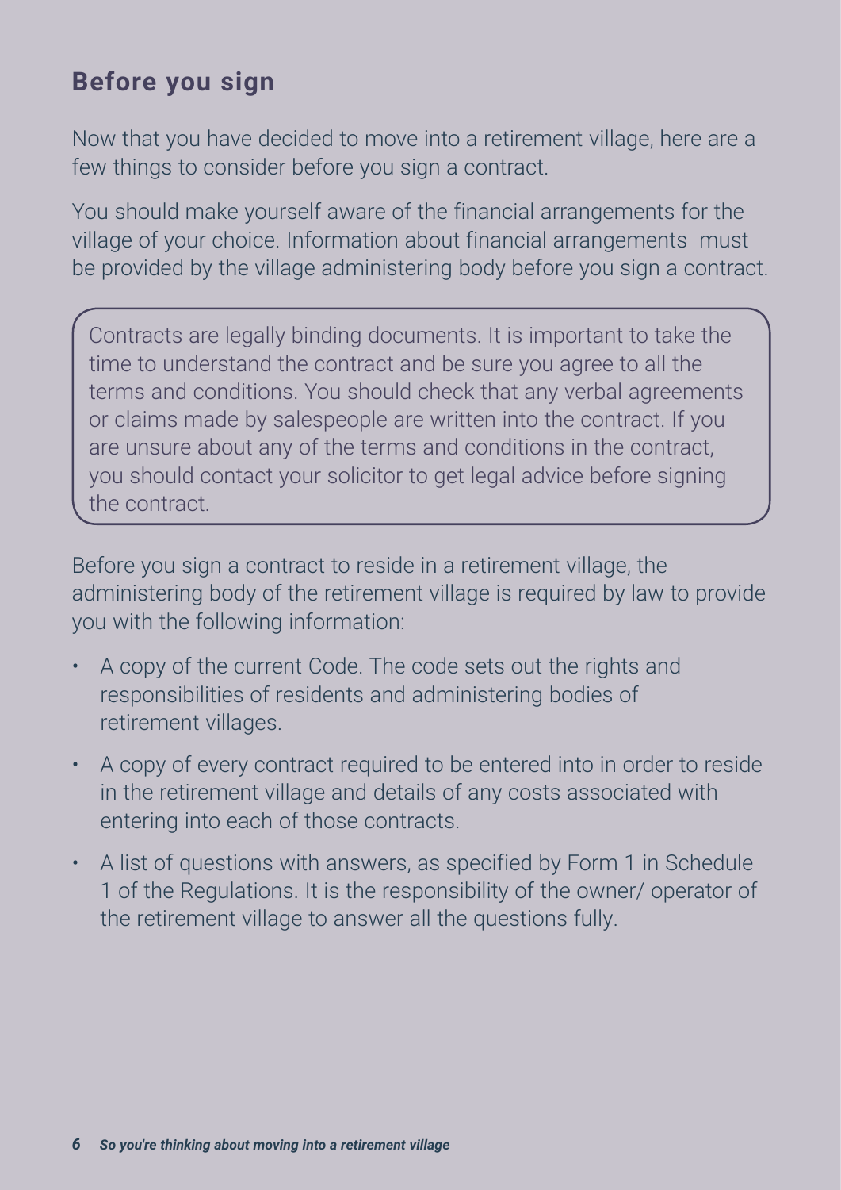## Before you sign

Now that you have decided to move into a retirement village, here are a few things to consider before you sign a contract.

You should make yourself aware of the financial arrangements for the village of your choice. Information about financial arrangements must be provided by the village administering body before you sign a contract.

> Contracts are legally binding documents. It is important to take the time to understand the contract and be sure you agree to all the terms and conditions. You should check that any verbal agreements or claims made by salespeople are written into the contract. If you are unsure about any of the terms and conditions in the contract, you should contact your solicitor to get legal advice before signing the contract.

Before you sign a contract to reside in a retirement village, the administering body of the retirement village is required by law to provide you with the following information:

- A copy of the current Code. The code sets out the rights and responsibilities of residents and administering bodies of retirement villages.
- A copy of every contract required to be entered into in order to reside in the retirement village and details of any costs associated with entering into each of those contracts.
- A list of questions with answers, as specified by Form 1 in Schedule 1 of the Regulations. It is the responsibility of the owner/ operator of the retirement village to answer all the questions fully.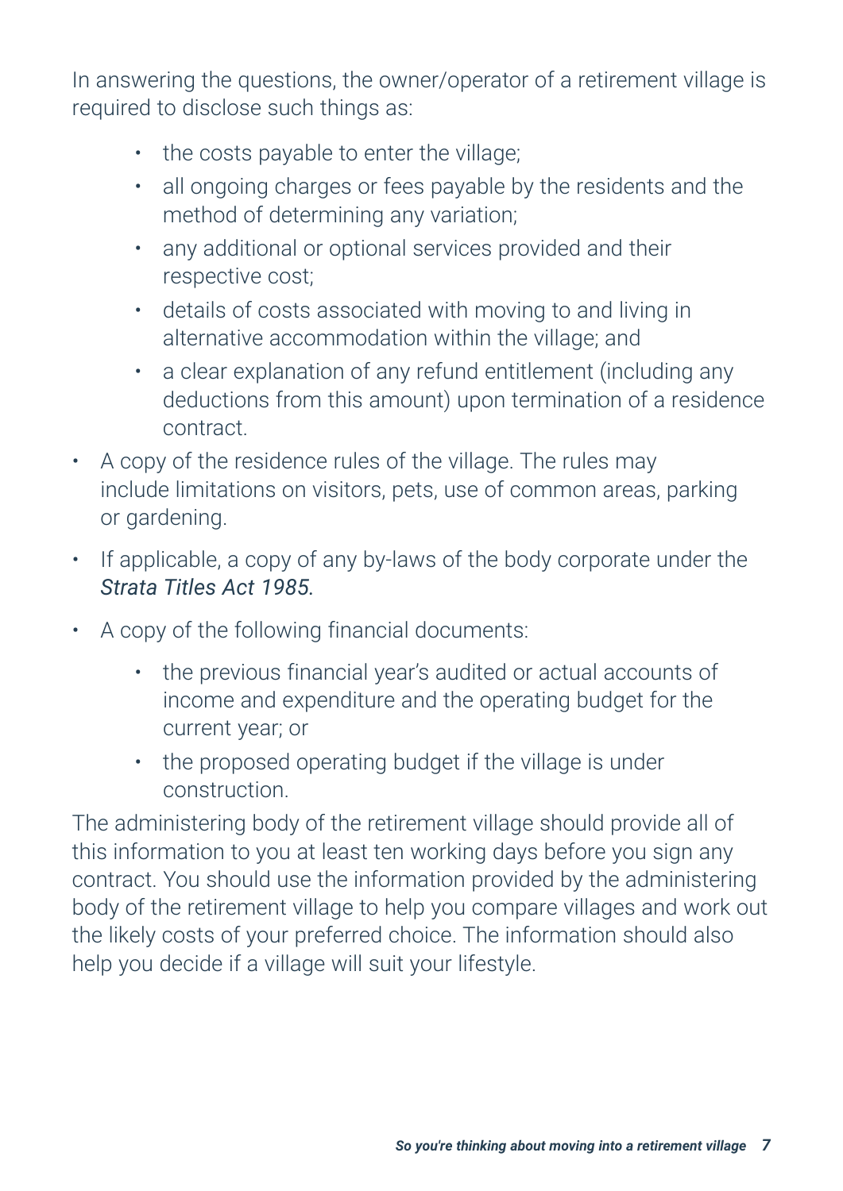In answering the questions, the owner/operator of a retirement village is required to disclose such things as:

  - the costs payable to enter the village;
  - all ongoing charges or fees payable by the residents and the method of determining any variation;
  - any additional or optional services provided and their respective cost;
  - details of costs associated with moving to and living in alternative accommodation within the village; and
  - a clear explanation of any refund entitlement (including any deductions from this amount) upon termination of a residence contract.

- A copy of the residence rules of the village. The rules may include limitations on visitors, pets, use of common areas, parking or gardening.
- If applicable, a copy of any by-laws of the body corporate under the *Strata Titles Act 1985*.
- A copy of the following financial documents:
  - the previous financial year's audited or actual accounts of income and expenditure and the operating budget for the current year; or
  - the proposed operating budget if the village is under construction.

The administering body of the retirement village should provide all of this information to you at least ten working days before you sign any contract. You should use the information provided by the administering body of the retirement village to help you compare villages and work out the likely costs of your preferred choice. The information should also help you decide if a village will suit your lifestyle.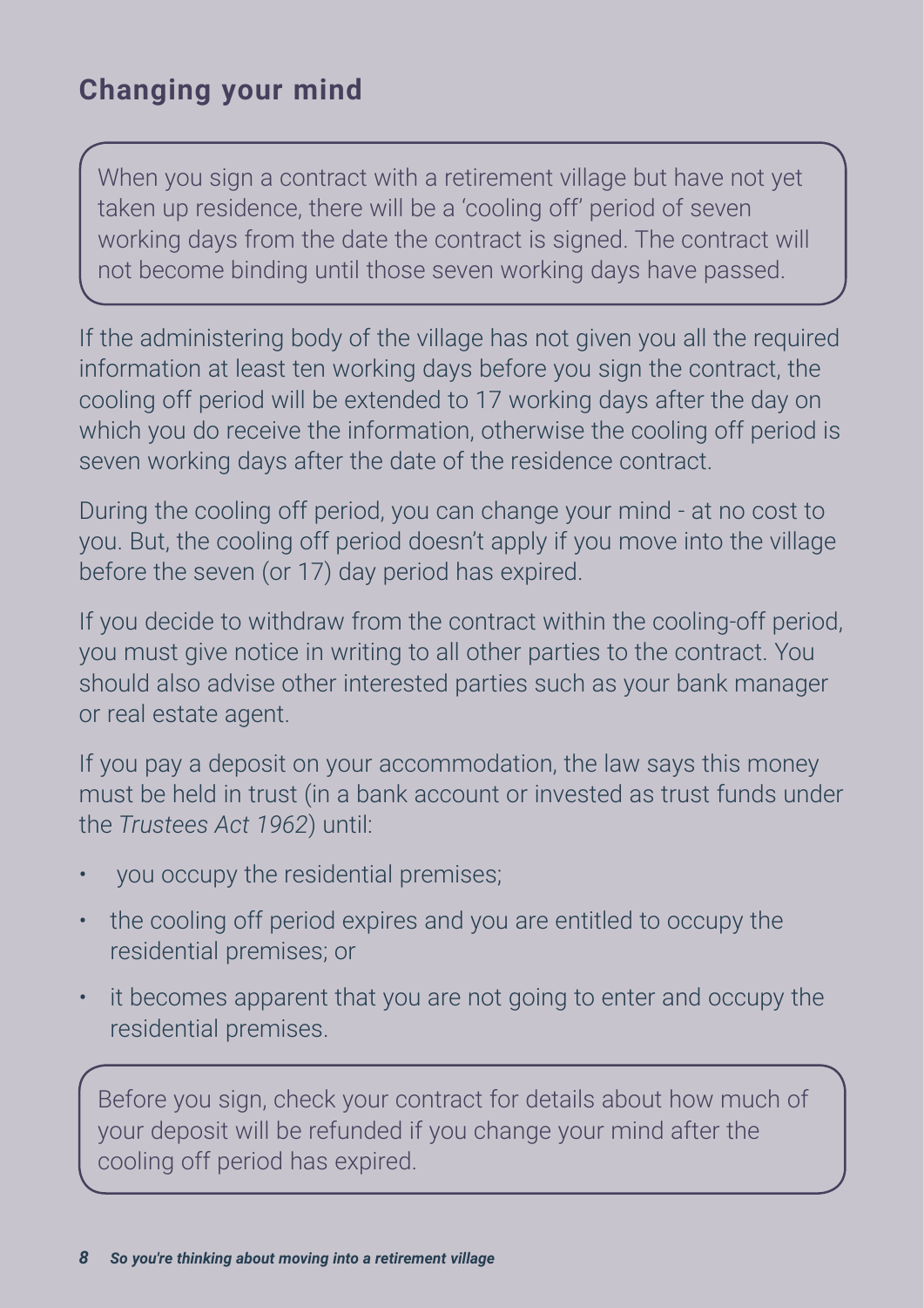## Changing your mind

When you sign a contract with a retirement village but have not yet taken up residence, there will be a 'cooling off' period of seven working days from the date the contract is signed. The contract will not become binding until those seven working days have passed.

If the administering body of the village has not given you all the required information at least ten working days before you sign the contract, the cooling off period will be extended to 17 working days after the day on which you do receive the information, otherwise the cooling off period is seven working days after the date of the residence contract.

During the cooling off period, you can change your mind - at no cost to you. But, the cooling off period doesn't apply if you move into the village before the seven (or 17) day period has expired.

If you decide to withdraw from the contract within the cooling-off period, you must give notice in writing to all other parties to the contract. You should also advise other interested parties such as your bank manager or real estate agent.

If you pay a deposit on your accommodation, the law says this money must be held in trust (in a bank account or invested as trust funds under the *Trustees Act 1962*) until:

- you occupy the residential premises;
- the cooling off period expires and you are entitled to occupy the residential premises; or
- it becomes apparent that you are not going to enter and occupy the residential premises.

Before you sign, check your contract for details about how much of your deposit will be refunded if you change your mind after the cooling off period has expired.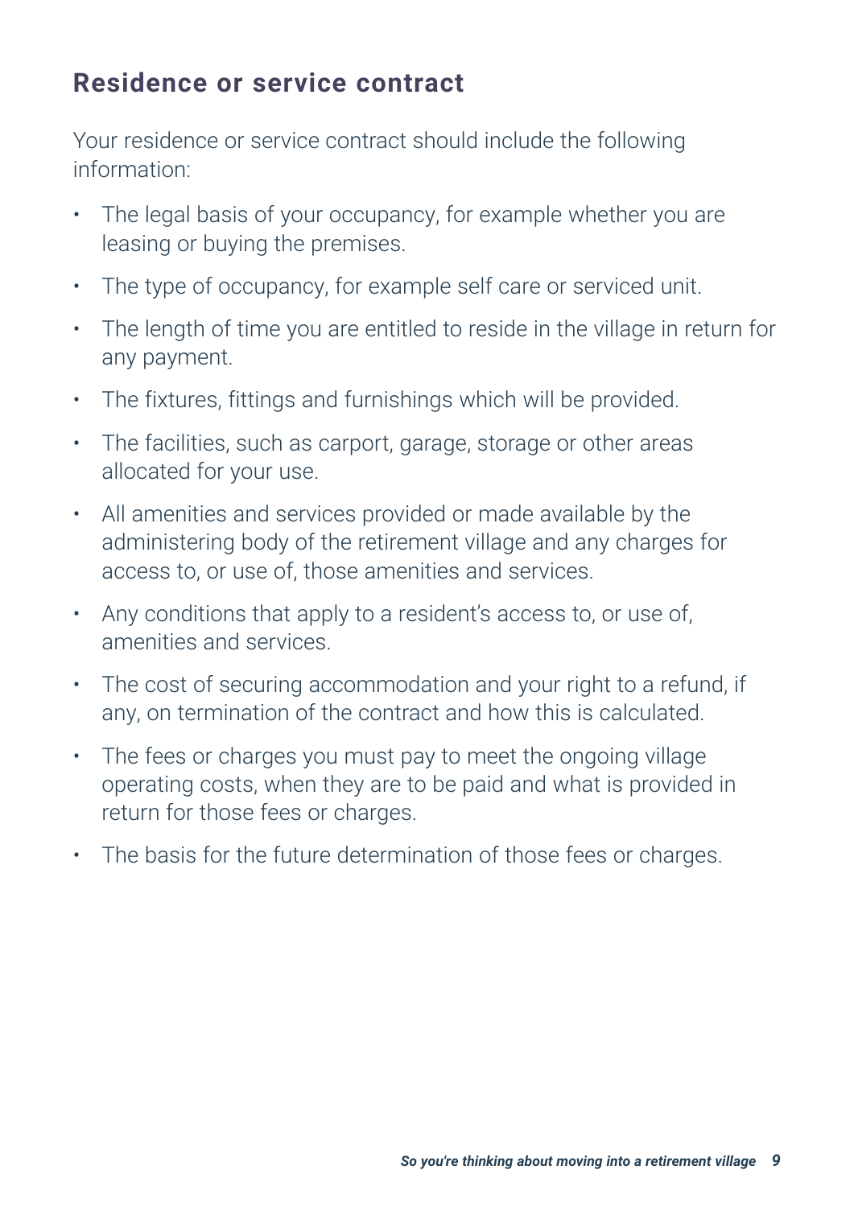## Residence or service contract

Your residence or service contract should include the following information:

- The legal basis of your occupancy, for example whether you are leasing or buying the premises.
- The type of occupancy, for example self care or serviced unit.
- The length of time you are entitled to reside in the village in return for any payment.
- The fixtures, fittings and furnishings which will be provided.
- The facilities, such as carport, garage, storage or other areas allocated for your use.
- All amenities and services provided or made available by the administering body of the retirement village and any charges for access to, or use of, those amenities and services.
- Any conditions that apply to a resident's access to, or use of, amenities and services.
- The cost of securing accommodation and your right to a refund, if any, on termination of the contract and how this is calculated.
- The fees or charges you must pay to meet the ongoing village operating costs, when they are to be paid and what is provided in return for those fees or charges.
- The basis for the future determination of those fees or charges.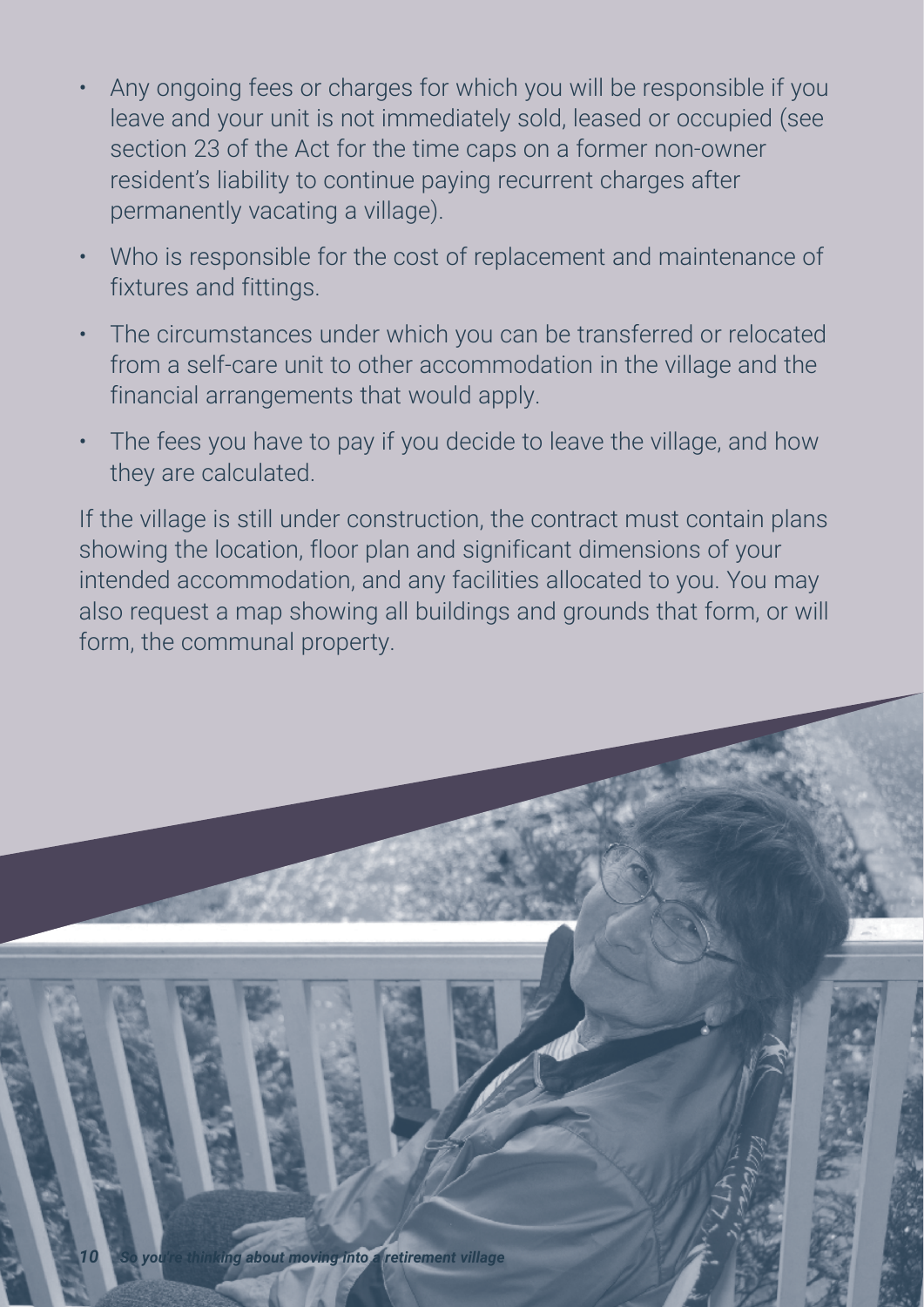- Any ongoing fees or charges for which you will be responsible if you leave and your unit is not immediately sold, leased or occupied (see section 23 of the Act for the time caps on a former non-owner resident's liability to continue paying recurrent charges after permanently vacating a village).
- Who is responsible for the cost of replacement and maintenance of fixtures and fittings.
- The circumstances under which you can be transferred or relocated from a self-care unit to other accommodation in the village and the financial arrangements that would apply.
- The fees you have to pay if you decide to leave the village, and how they are calculated.

If the village is still under construction, the contract must contain plans showing the location, floor plan and significant dimensions of your intended accommodation, and any facilities allocated to you. You may also request a map showing all buildings and grounds that form, or will form, the communal property.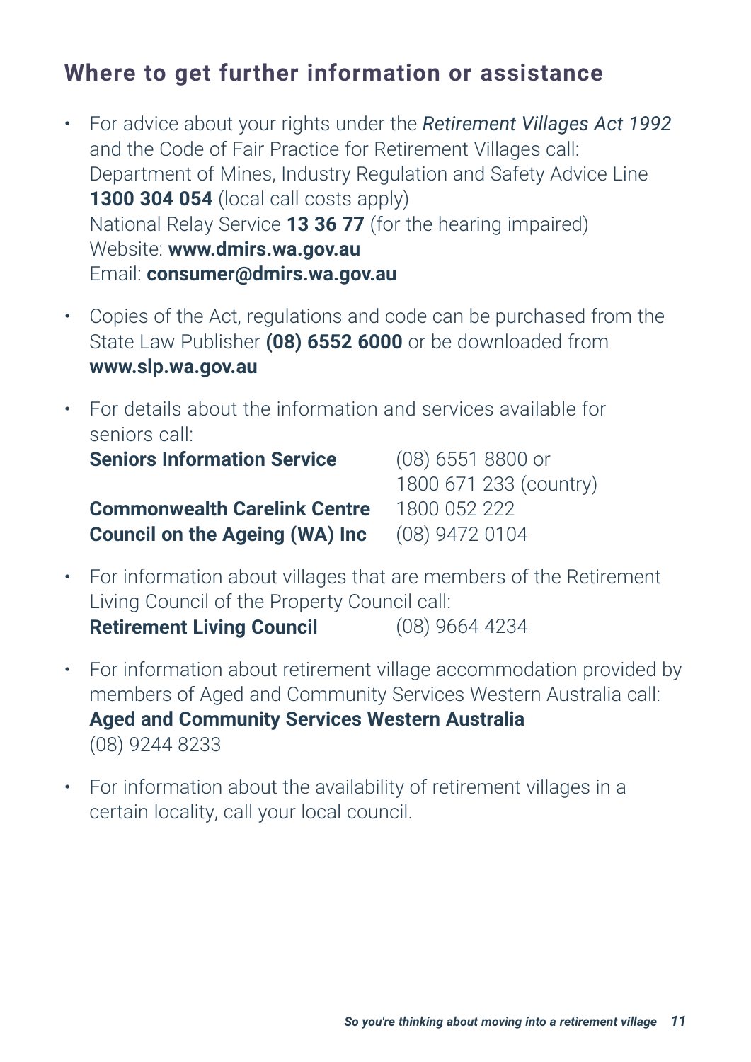## Where to get further information or assistance

- For advice about your rights under the *Retirement Villages Act 1992* and the Code of Fair Practice for Retirement Villages call:
  Department of Mines, Industry Regulation and Safety Advice Line **1300 304 054** (local call costs apply)
  National Relay Service **13 36 77** (for the hearing impaired)
  Website: **www.dmirs.wa.gov.au**
  Email: **consumer@dmirs.wa.gov.au**

- Copies of the Act, regulations and code can be purchased from the State Law Publisher **(08) 6552 6000** or be downloaded from **www.slp.wa.gov.au**

- For details about the information and services available for seniors call:
  **Seniors Information Service** (08) 6551 8800 or 1800 671 233 (country)
  **Commonwealth Carelink Centre** 1800 052 222
  **Council on the Ageing (WA) Inc** (08) 9472 0104

- For information about villages that are members of the Retirement Living Council of the Property Council call:
  **Retirement Living Council** (08) 9664 4234

- For information about retirement village accommodation provided by members of Aged and Community Services Western Australia call:
  **Aged and Community Services Western Australia**
  (08) 9244 8233

- For information about the availability of retirement villages in a certain locality, call your local council.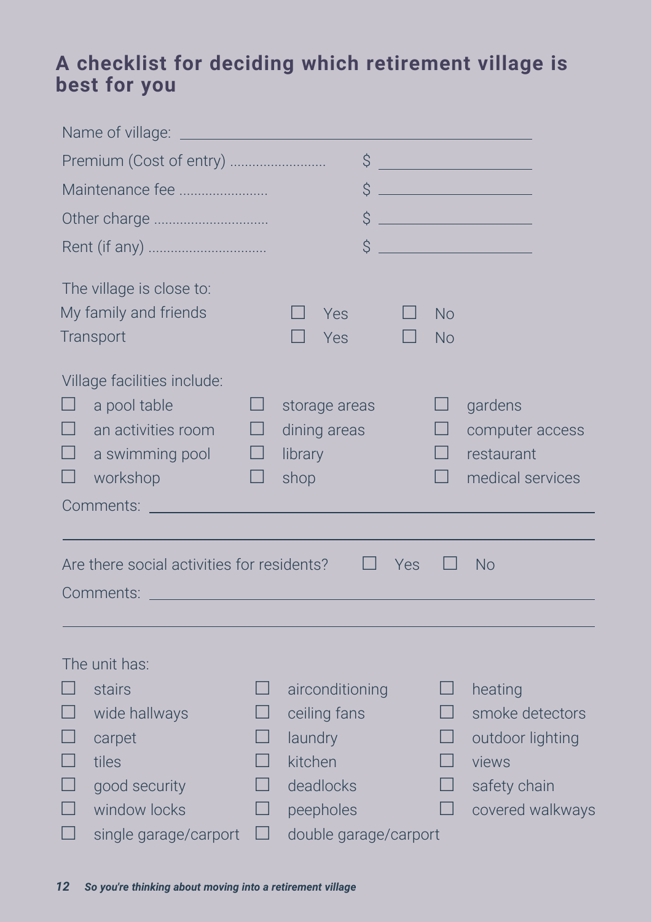## A checklist for deciding which retirement village is best for you

Name of village: ______________________________

Premium (Cost of entry) .......................... $ ______________

Maintenance fee ........................ $ ______________

Other charge .............................. $ ______________

Rent (if any) ................................ $ ______________

The village is close to:

| | | |
|---|---|---|
| My family and friends | ☐ Yes | ☐ No |
| Transport | ☐ Yes | ☐ No |

Village facilities include:

| | | |
|---|---|---|
| ☐ a pool table | ☐ storage areas | ☐ gardens |
| ☐ an activities room | ☐ dining areas | ☐ computer access |
| ☐ a swimming pool | ☐ library | ☐ restaurant |
| ☐ workshop | ☐ shop | ☐ medical services |

Comments: ______________________________

______________________________

Are there social activities for residents? ☐ Yes ☐ No

Comments: ______________________________

______________________________

The unit has:

| | | |
|---|---|---|
| ☐ stairs | ☐ airconditioning | ☐ heating |
| ☐ wide hallways | ☐ ceiling fans | ☐ smoke detectors |
| ☐ carpet | ☐ laundry | ☐ outdoor lighting |
| ☐ tiles | ☐ kitchen | ☐ views |
| ☐ good security | ☐ deadlocks | ☐ safety chain |
| ☐ window locks | ☐ peepholes | ☐ covered walkways |
| ☐ single garage/carport | ☐ double garage/carport | |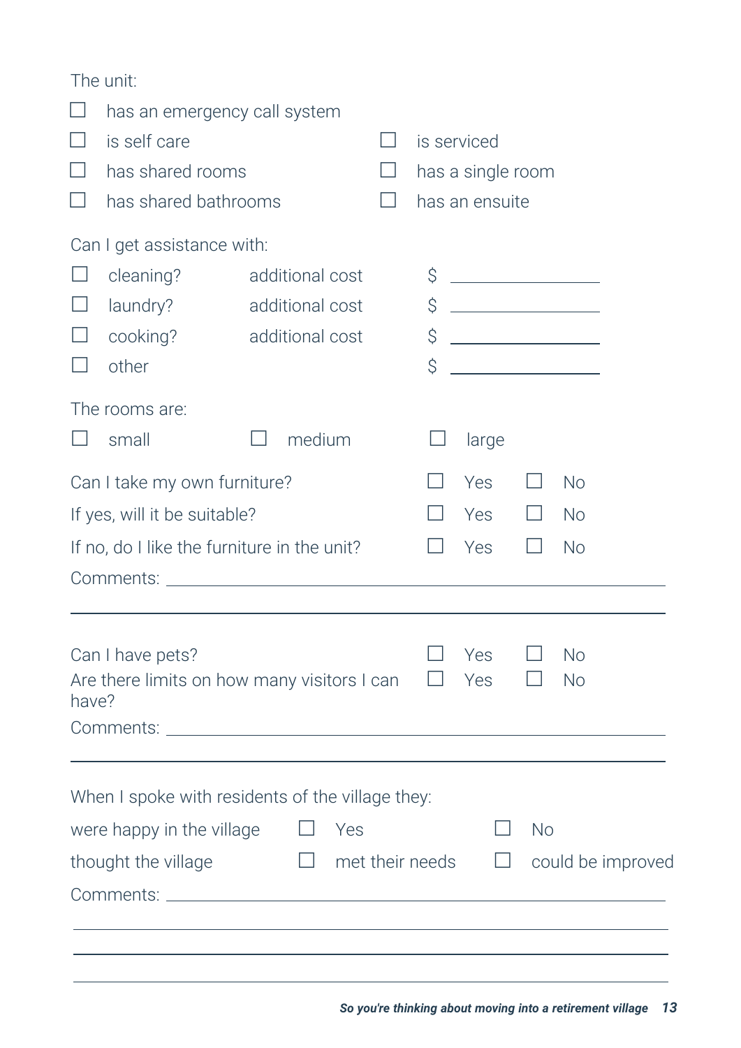The unit:

- ☐ has an emergency call system
- ☐ is self care
- ☐ is serviced
- ☐ has shared rooms
- ☐ has a single room
- ☐ has shared bathrooms
- ☐ has an ensuite

Can I get assistance with:

| | | |
|---|---|---|
| ☐ cleaning? | additional cost | $ ____________ |
| ☐ laundry? | additional cost | $ ____________ |
| ☐ cooking? | additional cost | $ ____________ |
| ☐ other | | $ ____________ |

The rooms are:

☐ small ☐ medium ☐ large

| | | |
|---|---|---|
| Can I take my own furniture? | ☐ Yes | ☐ No |
| If yes, will it be suitable? | ☐ Yes | ☐ No |
| If no, do I like the furniture in the unit? | ☐ Yes | ☐ No |

Comments: ______________________________________________

______________________________________________

| | | |
|---|---|---|
| Can I have pets? | ☐ Yes | ☐ No |
| Are there limits on how many visitors I can have? | ☐ Yes | ☐ No |

Comments: ______________________________________________

______________________________________________

When I spoke with residents of the village they:

| | | |
|---|---|---|
| were happy in the village | ☐ Yes | ☐ No |
| thought the village | ☐ met their needs | ☐ could be improved |

Comments: ______________________________________________

______________________________________________

______________________________________________

______________________________________________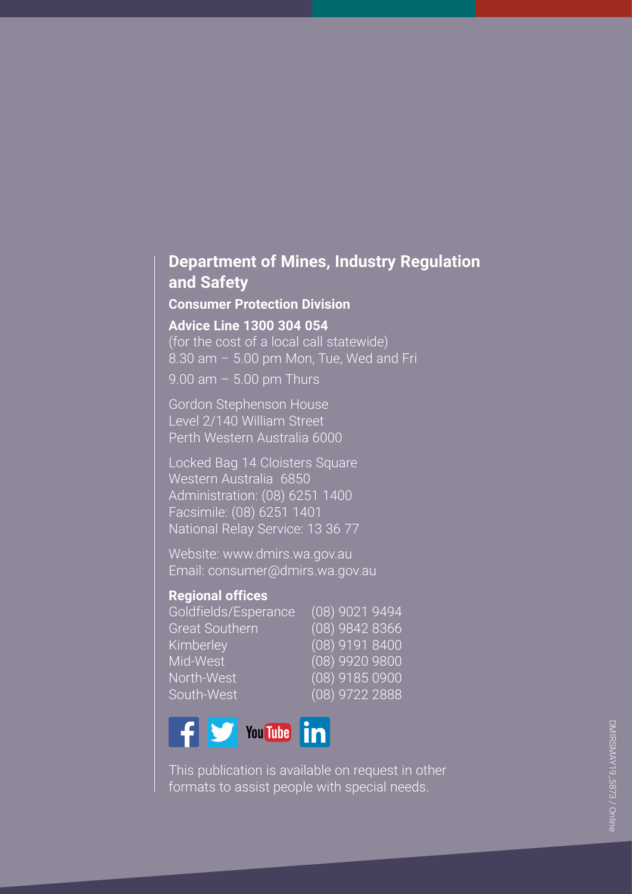## Department of Mines, Industry Regulation and Safety

**Consumer Protection Division**

**Advice Line 1300 304 054**
(for the cost of a local call statewide)
8.30 am – 5.00 pm Mon, Tue, Wed and Fri
9.00 am – 5.00 pm Thurs

Gordon Stephenson House
Level 2/140 William Street
Perth Western Australia 6000

Locked Bag 14 Cloisters Square
Western Australia 6850
Administration: (08) 6251 1400
Facsimile: (08) 6251 1401
National Relay Service: 13 36 77

Website: www.dmirs.wa.gov.au
Email: consumer@dmirs.wa.gov.au

**Regional offices**

| | |
|---|---|
| Goldfields/Esperance | (08) 9021 9494 |
| Great Southern | (08) 9842 8366 |
| Kimberley | (08) 9191 8400 |
| Mid-West | (08) 9920 9800 |
| North-West | (08) 9185 0900 |
| South-West | (08) 9722 2888 |

This publication is available on request in other formats to assist people with special needs.

DMIRSMAY19_5873 / Online